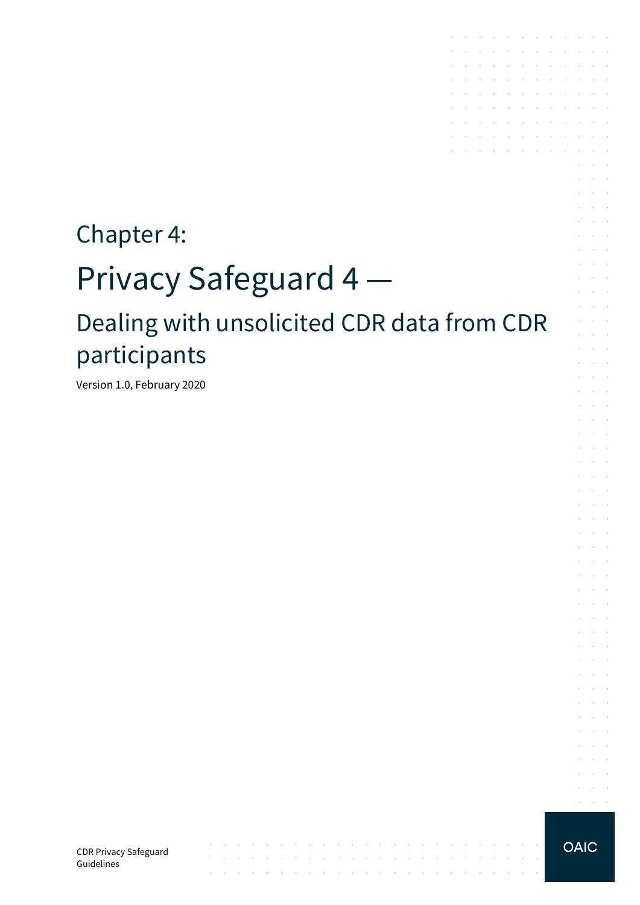# Chapter 4:

# Privacy Safeguard 4 —

## Dealing with unsolicited CDR data from CDR participants

Version 1.0, February 2020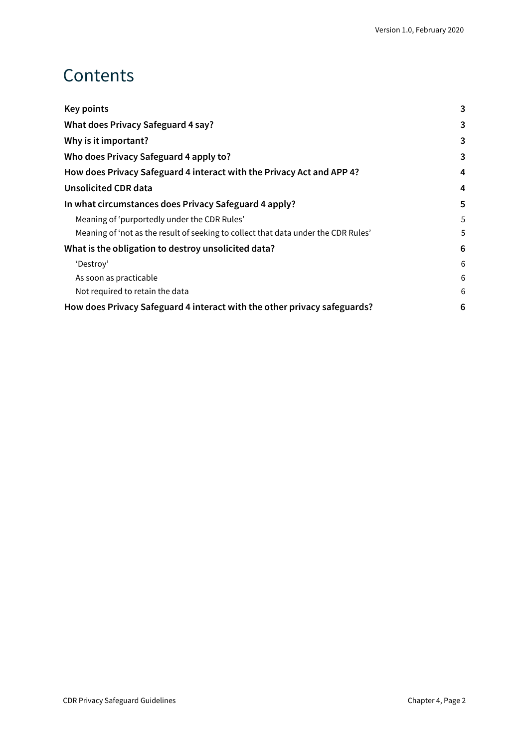# Contents

| | |
|---|---|
| **Key points** | **3** |
| **What does Privacy Safeguard 4 say?** | **3** |
| **Why is it important?** | **3** |
| **Who does Privacy Safeguard 4 apply to?** | **3** |
| **How does Privacy Safeguard 4 interact with the Privacy Act and APP 4?** | **4** |
| **Unsolicited CDR data** | **4** |
| **In what circumstances does Privacy Safeguard 4 apply?** | **5** |
| Meaning of 'purportedly under the CDR Rules' | 5 |
| Meaning of 'not as the result of seeking to collect that data under the CDR Rules' | 5 |
| **What is the obligation to destroy unsolicited data?** | **6** |
| 'Destroy' | 6 |
| As soon as practicable | 6 |
| Not required to retain the data | 6 |
| **How does Privacy Safeguard 4 interact with the other privacy safeguards?** | **6** |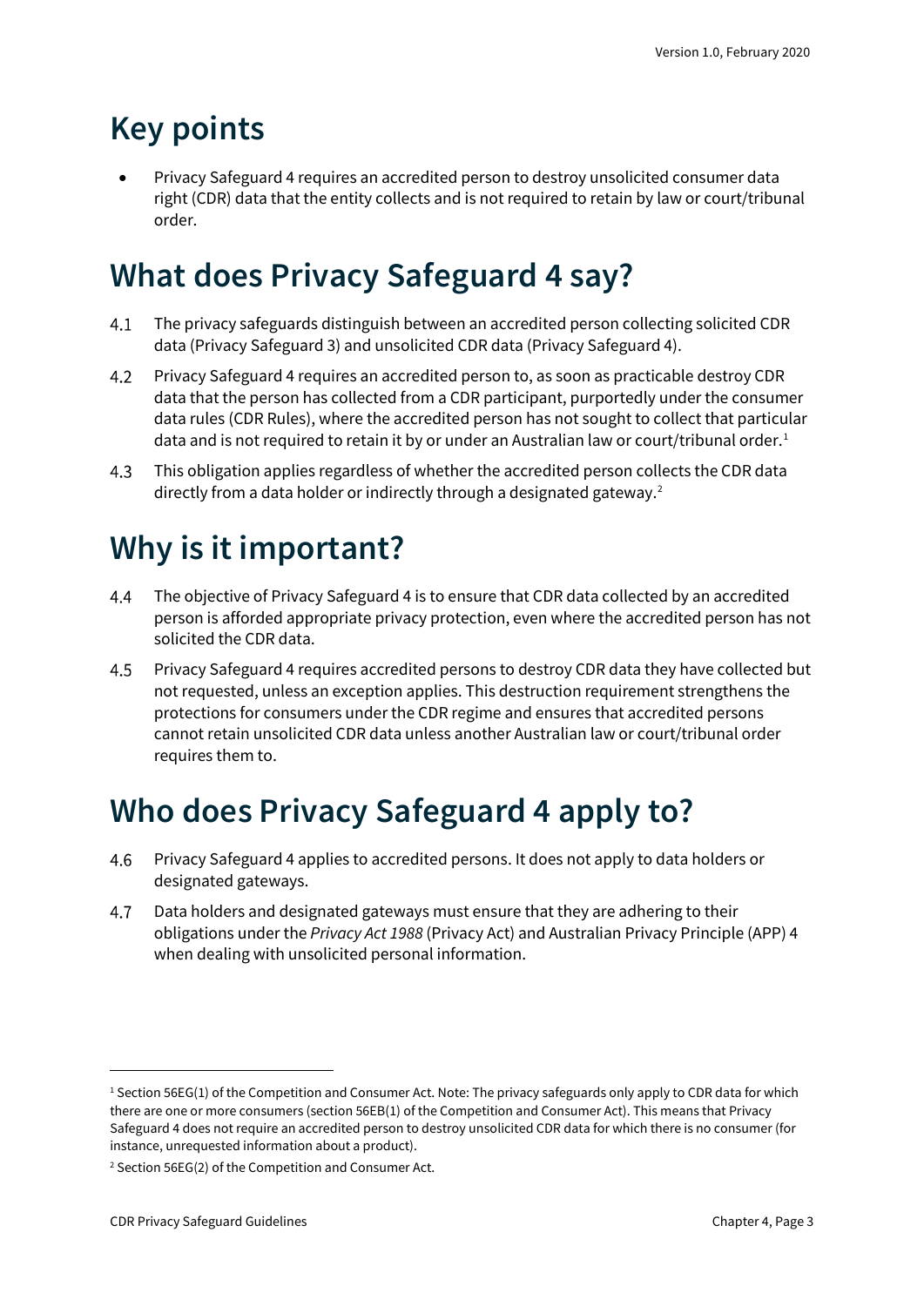# Key points

- Privacy Safeguard 4 requires an accredited person to destroy unsolicited consumer data right (CDR) data that the entity collects and is not required to retain by law or court/tribunal order.

# What does Privacy Safeguard 4 say?

4.1 The privacy safeguards distinguish between an accredited person collecting solicited CDR data (Privacy Safeguard 3) and unsolicited CDR data (Privacy Safeguard 4).

4.2 Privacy Safeguard 4 requires an accredited person to, as soon as practicable destroy CDR data that the person has collected from a CDR participant, purportedly under the consumer data rules (CDR Rules), where the accredited person has not sought to collect that particular data and is not required to retain it by or under an Australian law or court/tribunal order.[1]

4.3 This obligation applies regardless of whether the accredited person collects the CDR data directly from a data holder or indirectly through a designated gateway.[2]

# Why is it important?

4.4 The objective of Privacy Safeguard 4 is to ensure that CDR data collected by an accredited person is afforded appropriate privacy protection, even where the accredited person has not solicited the CDR data.

4.5 Privacy Safeguard 4 requires accredited persons to destroy CDR data they have collected but not requested, unless an exception applies. This destruction requirement strengthens the protections for consumers under the CDR regime and ensures that accredited persons cannot retain unsolicited CDR data unless another Australian law or court/tribunal order requires them to.

# Who does Privacy Safeguard 4 apply to?

4.6 Privacy Safeguard 4 applies to accredited persons. It does not apply to data holders or designated gateways.

4.7 Data holders and designated gateways must ensure that they are adhering to their obligations under the *Privacy Act 1988* (Privacy Act) and Australian Privacy Principle (APP) 4 when dealing with unsolicited personal information.

---

[1] Section 56EG(1) of the Competition and Consumer Act. Note: The privacy safeguards only apply to CDR data for which there are one or more consumers (section 56EB(1) of the Competition and Consumer Act). This means that Privacy Safeguard 4 does not require an accredited person to destroy unsolicited CDR data for which there is no consumer (for instance, unrequested information about a product).

[2] Section 56EG(2) of the Competition and Consumer Act.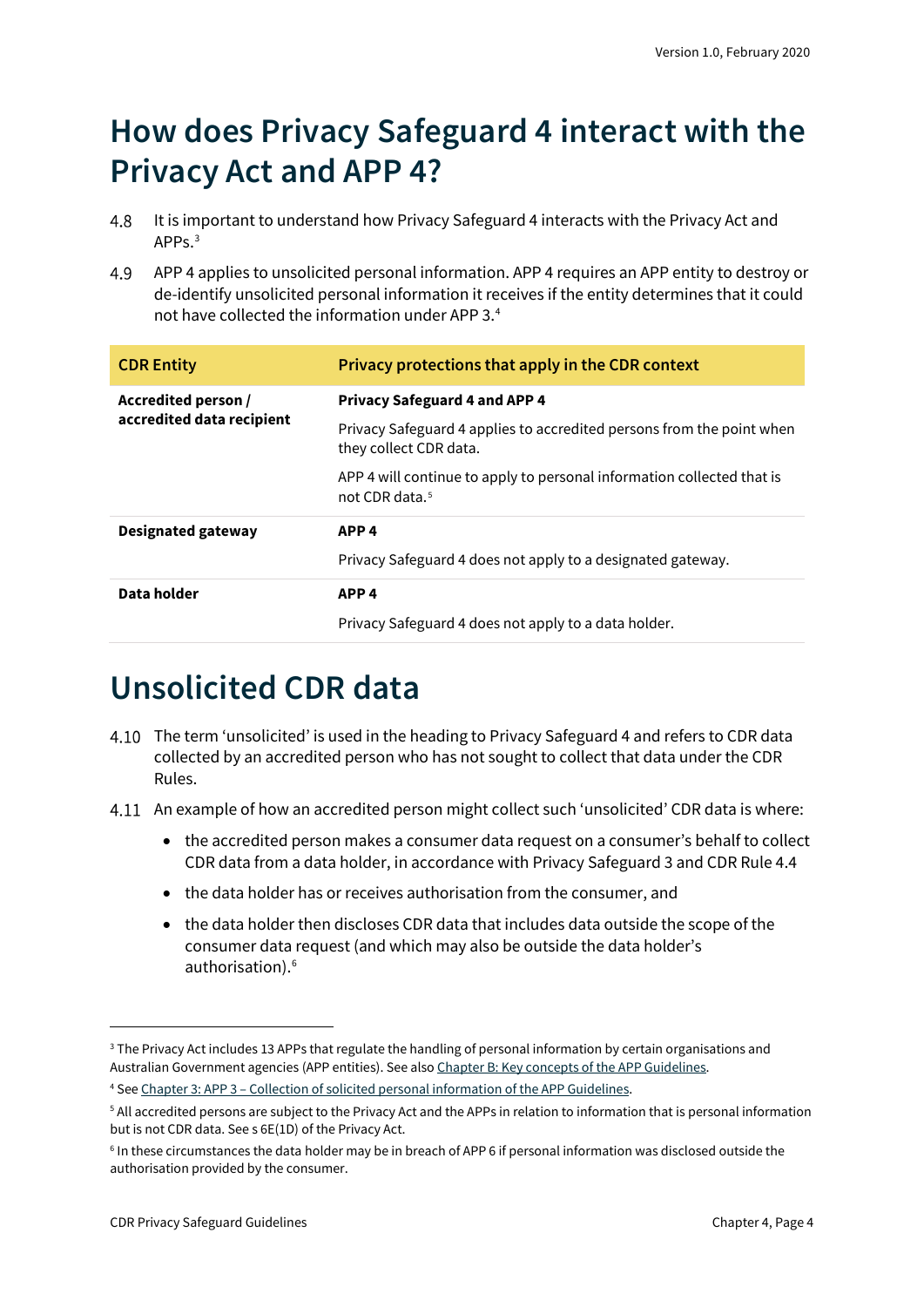## How does Privacy Safeguard 4 interact with the Privacy Act and APP 4?

4.8 It is important to understand how Privacy Safeguard 4 interacts with the Privacy Act and APPs.[3]

4.9 APP 4 applies to unsolicited personal information. APP 4 requires an APP entity to destroy or de-identify unsolicited personal information it receives if the entity determines that it could not have collected the information under APP 3.[4]

| CDR Entity | Privacy protections that apply in the CDR context |
| --- | --- |
| **Accredited person / accredited data recipient** | **Privacy Safeguard 4 and APP 4**<br><br>Privacy Safeguard 4 applies to accredited persons from the point when they collect CDR data.<br><br>APP 4 will continue to apply to personal information collected that is not CDR data.[5] |
| **Designated gateway** | **APP 4**<br><br>Privacy Safeguard 4 does not apply to a designated gateway. |
| **Data holder** | **APP 4**<br><br>Privacy Safeguard 4 does not apply to a data holder. |

## Unsolicited CDR data

4.10 The term 'unsolicited' is used in the heading to Privacy Safeguard 4 and refers to CDR data collected by an accredited person who has not sought to collect that data under the CDR Rules.

4.11 An example of how an accredited person might collect such 'unsolicited' CDR data is where:

- the accredited person makes a consumer data request on a consumer's behalf to collect CDR data from a data holder, in accordance with Privacy Safeguard 3 and CDR Rule 4.4
- the data holder has or receives authorisation from the consumer, and
- the data holder then discloses CDR data that includes data outside the scope of the consumer data request (and which may also be outside the data holder's authorisation).[6]

---

[3] The Privacy Act includes 13 APPs that regulate the handling of personal information by certain organisations and Australian Government agencies (APP entities). See also Chapter B: Key concepts of the APP Guidelines.

[4] See Chapter 3: APP 3 – Collection of solicited personal information of the APP Guidelines.

[5] All accredited persons are subject to the Privacy Act and the APPs in relation to information that is personal information but is not CDR data. See s 6E(1D) of the Privacy Act.

[6] In these circumstances the data holder may be in breach of APP 6 if personal information was disclosed outside the authorisation provided by the consumer.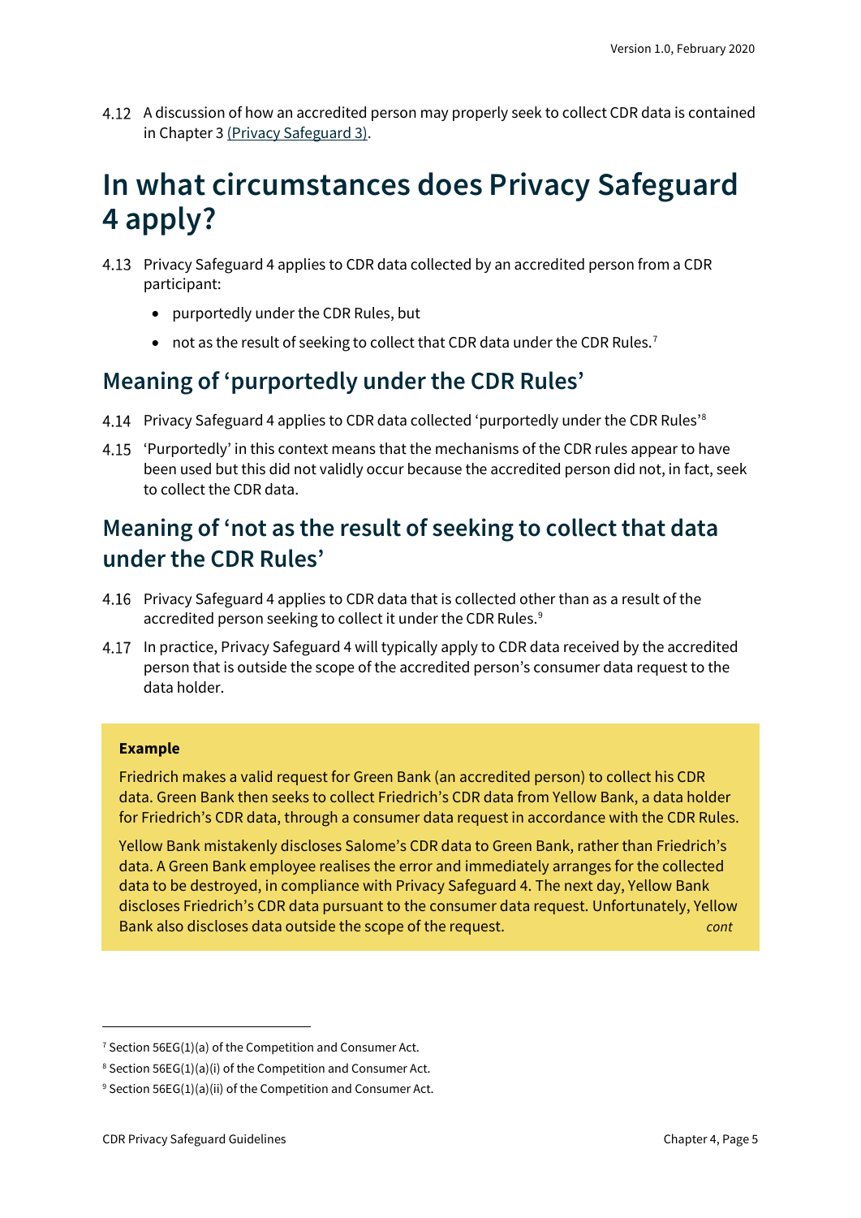4.12 A discussion of how an accredited person may properly seek to collect CDR data is contained in Chapter 3 (Privacy Safeguard 3).

# In what circumstances does Privacy Safeguard 4 apply?

4.13 Privacy Safeguard 4 applies to CDR data collected by an accredited person from a CDR participant:

- purportedly under the CDR Rules, but
- not as the result of seeking to collect that CDR data under the CDR Rules.[7]

## Meaning of 'purportedly under the CDR Rules'

4.14 Privacy Safeguard 4 applies to CDR data collected 'purportedly under the CDR Rules'[8]

4.15 'Purportedly' in this context means that the mechanisms of the CDR rules appear to have been used but this did not validly occur because the accredited person did not, in fact, seek to collect the CDR data.

## Meaning of 'not as the result of seeking to collect that data under the CDR Rules'

4.16 Privacy Safeguard 4 applies to CDR data that is collected other than as a result of the accredited person seeking to collect it under the CDR Rules.[9]

4.17 In practice, Privacy Safeguard 4 will typically apply to CDR data received by the accredited person that is outside the scope of the accredited person's consumer data request to the data holder.

> **Example**
>
> Friedrich makes a valid request for Green Bank (an accredited person) to collect his CDR data. Green Bank then seeks to collect Friedrich's CDR data from Yellow Bank, a data holder for Friedrich's CDR data, through a consumer data request in accordance with the CDR Rules.
>
> Yellow Bank mistakenly discloses Salome's CDR data to Green Bank, rather than Friedrich's data. A Green Bank employee realises the error and immediately arranges for the collected data to be destroyed, in compliance with Privacy Safeguard 4. The next day, Yellow Bank discloses Friedrich's CDR data pursuant to the consumer data request. Unfortunately, Yellow Bank also discloses data outside the scope of the request. *cont*

[7] Section 56EG(1)(a) of the Competition and Consumer Act.

[8] Section 56EG(1)(a)(i) of the Competition and Consumer Act.

[9] Section 56EG(1)(a)(ii) of the Competition and Consumer Act.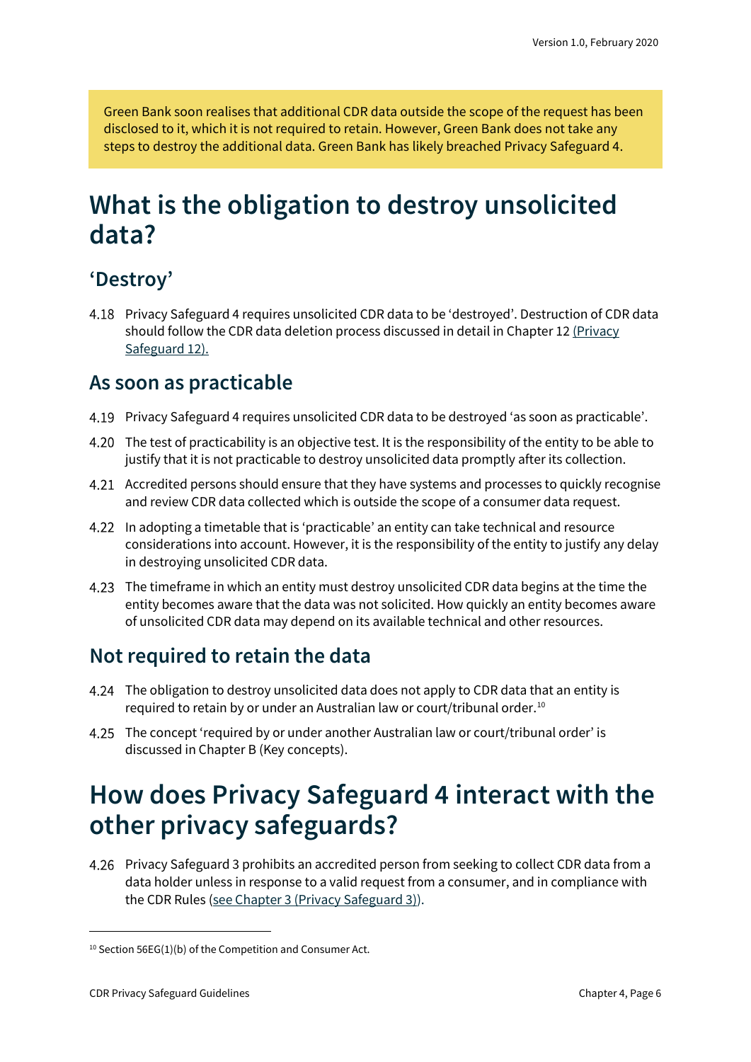Green Bank soon realises that additional CDR data outside the scope of the request has been disclosed to it, which it is not required to retain. However, Green Bank does not take any steps to destroy the additional data. Green Bank has likely breached Privacy Safeguard 4.

# What is the obligation to destroy unsolicited data?

## 'Destroy'

4.18 Privacy Safeguard 4 requires unsolicited CDR data to be 'destroyed'. Destruction of CDR data should follow the CDR data deletion process discussed in detail in Chapter 12 (Privacy Safeguard 12).

## As soon as practicable

4.19 Privacy Safeguard 4 requires unsolicited CDR data to be destroyed 'as soon as practicable'.

4.20 The test of practicability is an objective test. It is the responsibility of the entity to be able to justify that it is not practicable to destroy unsolicited data promptly after its collection.

4.21 Accredited persons should ensure that they have systems and processes to quickly recognise and review CDR data collected which is outside the scope of a consumer data request.

4.22 In adopting a timetable that is 'practicable' an entity can take technical and resource considerations into account. However, it is the responsibility of the entity to justify any delay in destroying unsolicited CDR data.

4.23 The timeframe in which an entity must destroy unsolicited CDR data begins at the time the entity becomes aware that the data was not solicited. How quickly an entity becomes aware of unsolicited CDR data may depend on its available technical and other resources.

## Not required to retain the data

4.24 The obligation to destroy unsolicited data does not apply to CDR data that an entity is required to retain by or under an Australian law or court/tribunal order.[10]

4.25 The concept 'required by or under another Australian law or court/tribunal order' is discussed in Chapter B (Key concepts).

# How does Privacy Safeguard 4 interact with the other privacy safeguards?

4.26 Privacy Safeguard 3 prohibits an accredited person from seeking to collect CDR data from a data holder unless in response to a valid request from a consumer, and in compliance with the CDR Rules (see Chapter 3 (Privacy Safeguard 3)).

[10] Section 56EG(1)(b) of the Competition and Consumer Act.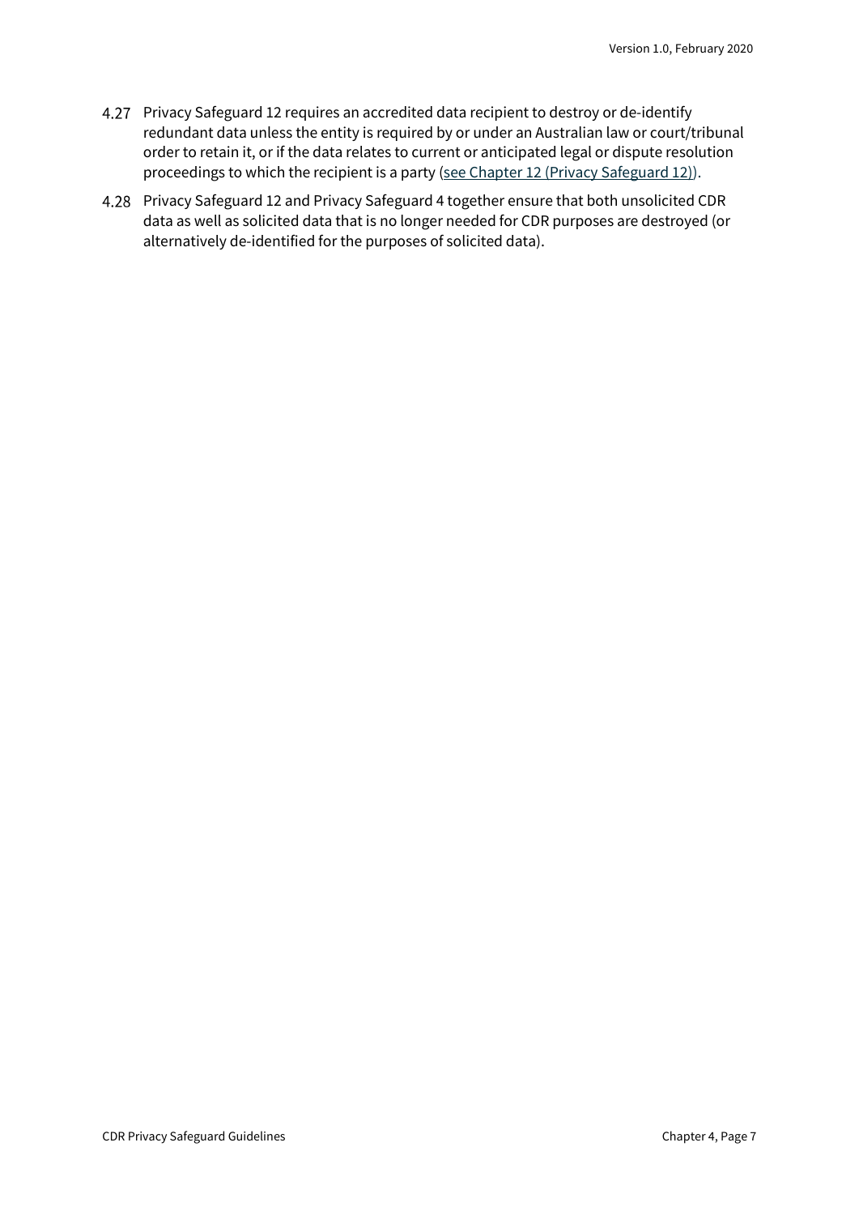4.27 Privacy Safeguard 12 requires an accredited data recipient to destroy or de-identify redundant data unless the entity is required by or under an Australian law or court/tribunal order to retain it, or if the data relates to current or anticipated legal or dispute resolution proceedings to which the recipient is a party (see Chapter 12 (Privacy Safeguard 12)).

4.28 Privacy Safeguard 12 and Privacy Safeguard 4 together ensure that both unsolicited CDR data as well as solicited data that is no longer needed for CDR purposes are destroyed (or alternatively de-identified for the purposes of solicited data).